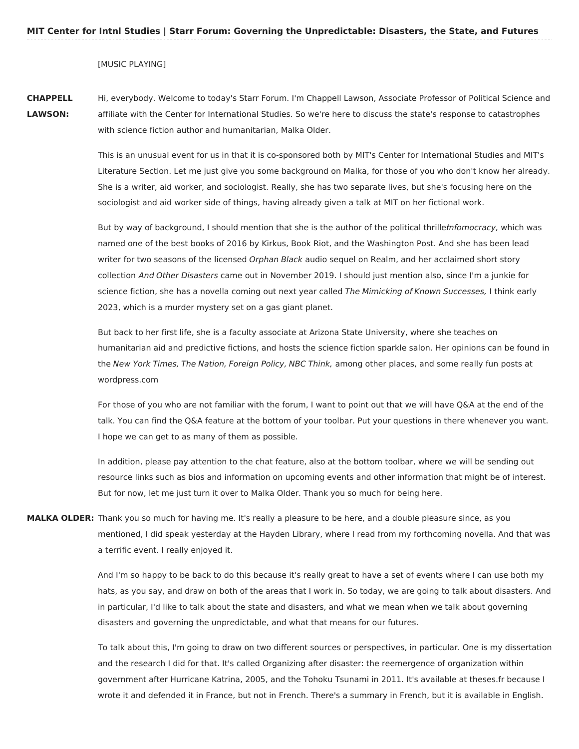# MIT Center for Intnl Studies | Starr Forum: Governing the Unpredictable: Disasters, the State, and Futures

[MUSIC PLAYING]

**CHAPPELL LAWSON:** Hi, everybody. Welcome to today's Starr Forum. I'm Chappell Lawson, Associate Professor of Political Science and affiliate with the Center for International Studies. So we're here to discuss the state's response to catastrophes with science fiction author and humanitarian, Malka Older.

This is an unusual event for us in that it is co-sponsored both by MIT's Center for International Studies and MIT's Literature Section. Let me just give you some background on Malka, for those of you who don't know her already. She is a writer, aid worker, and sociologist. Really, she has two separate lives, but she's focusing here on the sociologist and aid worker side of things, having already given a talk at MIT on her fictional work.

But by way of background, I should mention that she is the author of the political thriller *Infomocracy,* which was named one of the best books of 2016 by Kirkus, Book Riot, and the Washington Post. And she has been lead writer for two seasons of the licensed *Orphan Black* audio sequel on Realm, and her acclaimed short story collection *And Other Disasters* came out in November 2019. I should just mention also, since I'm a junkie for science fiction, she has a novella coming out next year called *The Mimicking of Known Successes,* I think early 2023, which is a murder mystery set on a gas giant planet.

But back to her first life, she is a faculty associate at Arizona State University, where she teaches on humanitarian aid and predictive fictions, and hosts the science fiction sparkle salon. Her opinions can be found in the *New York Times, The Nation, Foreign Policy, NBC Think,* among other places, and some really fun posts at wordpress.com

For those of you who are not familiar with the forum, I want to point out that we will have Q&A at the end of the talk. You can find the Q&A feature at the bottom of your toolbar. Put your questions in there whenever you want. I hope we can get to as many of them as possible.

In addition, please pay attention to the chat feature, also at the bottom toolbar, where we will be sending out resource links such as bios and information on upcoming events and other information that might be of interest. But for now, let me just turn it over to Malka Older. Thank you so much for being here.

**MALKA OLDER:** Thank you so much for having me. It's really a pleasure to be here, and a double pleasure since, as you mentioned, I did speak yesterday at the Hayden Library, where I read from my forthcoming novella. And that was a terrific event. I really enjoyed it.

And I'm so happy to be back to do this because it's really great to have a set of events where I can use both my hats, as you say, and draw on both of the areas that I work in. So today, we are going to talk about disasters. And in particular, I'd like to talk about the state and disasters, and what we mean when we talk about governing disasters and governing the unpredictable, and what that means for our futures.

To talk about this, I'm going to draw on two different sources or perspectives, in particular. One is my dissertation and the research I did for that. It's called Organizing after disaster: the reemergence of organization within government after Hurricane Katrina, 2005, and the Tohoku Tsunami in 2011. It's available at theses.fr because I wrote it and defended it in France, but not in French. There's a summary in French, but it is available in English.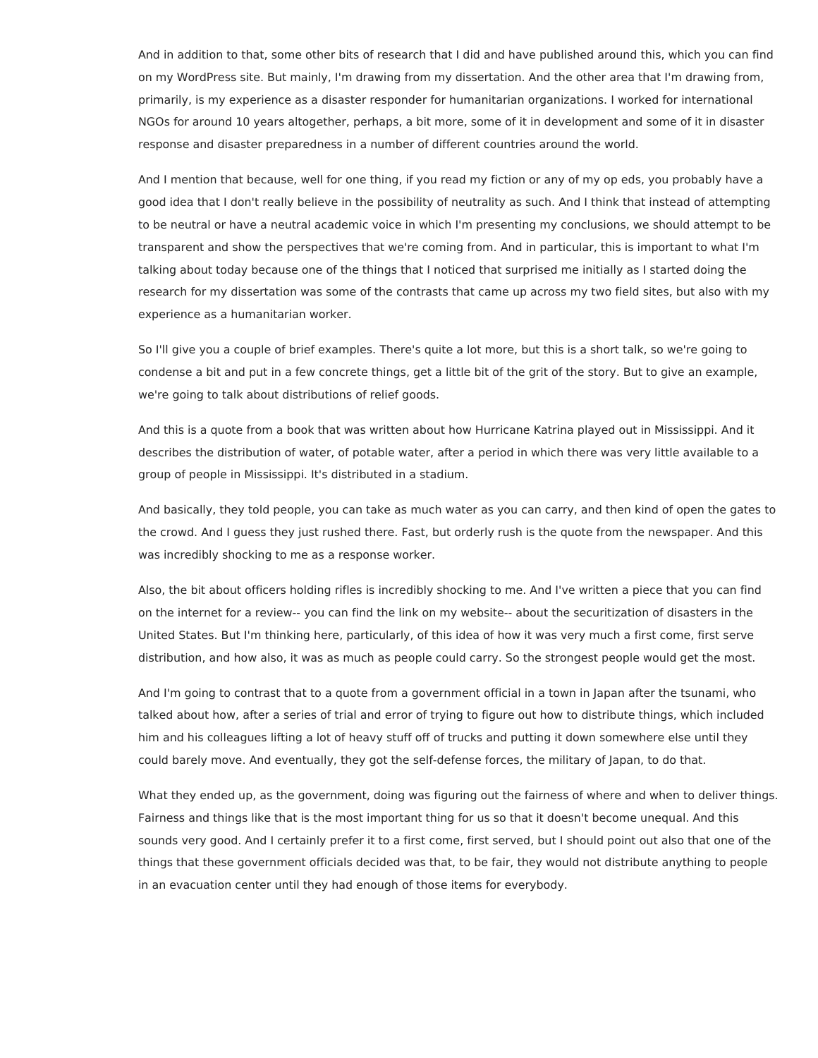And in addition to that, some other bits of research that I did and have published around this, which you can find on my WordPress site. But mainly, I'm drawing from my dissertation. And the other area that I'm drawing from, primarily, is my experience as a disaster responder for humanitarian organizations. I worked for international NGOs for around 10 years altogether, perhaps, a bit more, some of it in development and some of it in disaster response and disaster preparedness in a number of different countries around the world.

And I mention that because, well for one thing, if you read my fiction or any of my op eds, you probably have a good idea that I don't really believe in the possibility of neutrality as such. And I think that instead of attempting to be neutral or have a neutral academic voice in which I'm presenting my conclusions, we should attempt to be transparent and show the perspectives that we're coming from. And in particular, this is important to what I'm talking about today because one of the things that I noticed that surprised me initially as I started doing the research for my dissertation was some of the contrasts that came up across my two field sites, but also with my experience as a humanitarian worker.

So I'll give you a couple of brief examples. There's quite a lot more, but this is a short talk, so we're going to condense a bit and put in a few concrete things, get a little bit of the grit of the story. But to give an example, we're going to talk about distributions of relief goods.

And this is a quote from a book that was written about how Hurricane Katrina played out in Mississippi. And it describes the distribution of water, of potable water, after a period in which there was very little available to a group of people in Mississippi. It's distributed in a stadium.

And basically, they told people, you can take as much water as you can carry, and then kind of open the gates to the crowd. And I guess they just rushed there. Fast, but orderly rush is the quote from the newspaper. And this was incredibly shocking to me as a response worker.

Also, the bit about officers holding rifles is incredibly shocking to me. And I've written a piece that you can find on the internet for a review-- you can find the link on my website-- about the securitization of disasters in the United States. But I'm thinking here, particularly, of this idea of how it was very much a first come, first serve distribution, and how also, it was as much as people could carry. So the strongest people would get the most.

And I'm going to contrast that to a quote from a government official in a town in Japan after the tsunami, who talked about how, after a series of trial and error of trying to figure out how to distribute things, which included him and his colleagues lifting a lot of heavy stuff off of trucks and putting it down somewhere else until they could barely move. And eventually, they got the self-defense forces, the military of Japan, to do that.

What they ended up, as the government, doing was figuring out the fairness of where and when to deliver things. Fairness and things like that is the most important thing for us so that it doesn't become unequal. And this sounds very good. And I certainly prefer it to a first come, first served, but I should point out also that one of the things that these government officials decided was that, to be fair, they would not distribute anything to people in an evacuation center until they had enough of those items for everybody.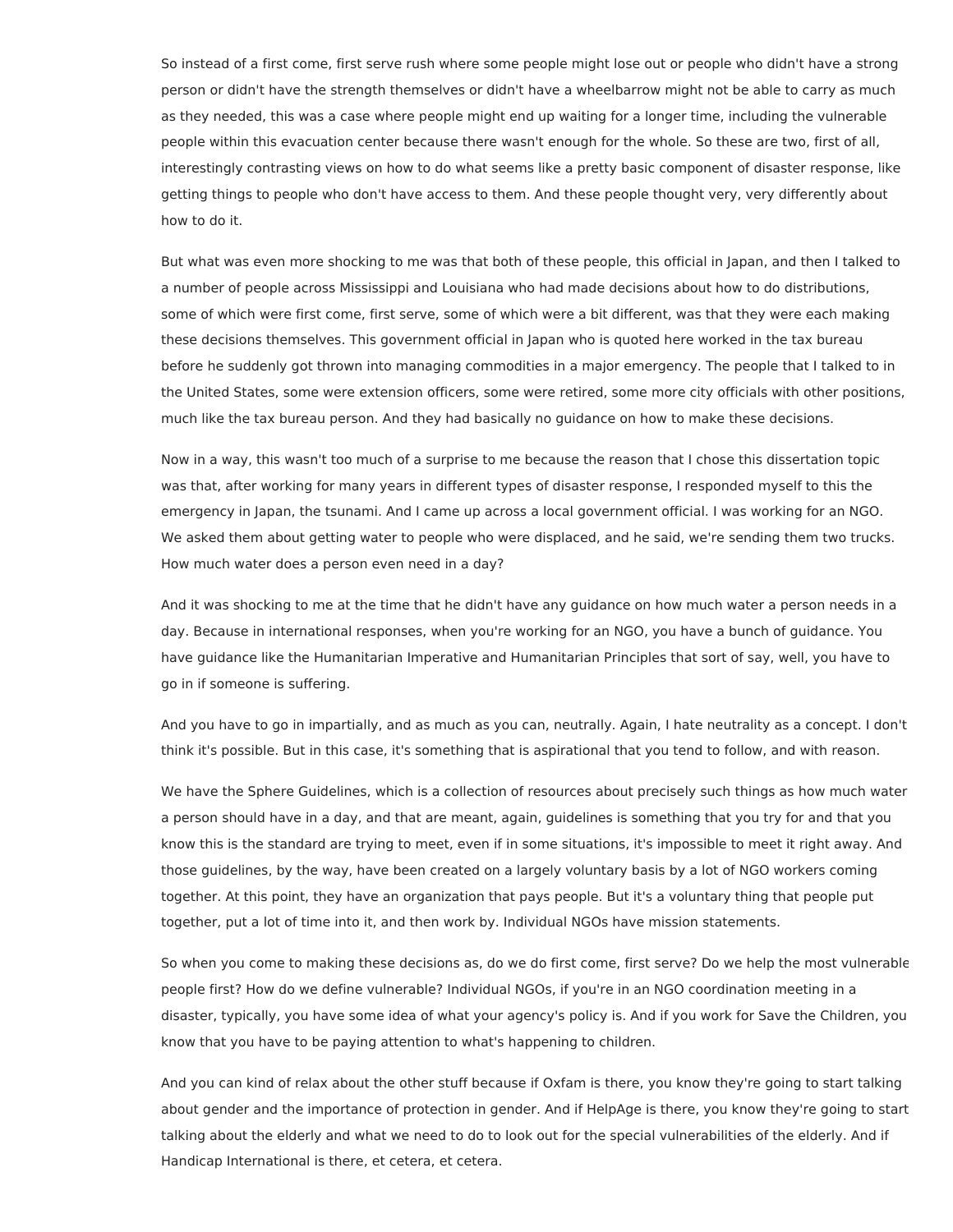So instead of a first come, first serve rush where some people might lose out or people who didn't have a strong person or didn't have the strength themselves or didn't have a wheelbarrow might not be able to carry as much as they needed, this was a case where people might end up waiting for a longer time, including the vulnerable people within this evacuation center because there wasn't enough for the whole. So these are two, first of all, interestingly contrasting views on how to do what seems like a pretty basic component of disaster response, like getting things to people who don't have access to them. And these people thought very, very differently about how to do it.

But what was even more shocking to me was that both of these people, this official in Japan, and then I talked to a number of people across Mississippi and Louisiana who had made decisions about how to do distributions, some of which were first come, first serve, some of which were a bit different, was that they were each making these decisions themselves. This government official in Japan who is quoted here worked in the tax bureau before he suddenly got thrown into managing commodities in a major emergency. The people that I talked to in the United States, some were extension officers, some were retired, some more city officials with other positions, much like the tax bureau person. And they had basically no guidance on how to make these decisions.

Now in a way, this wasn't too much of a surprise to me because the reason that I chose this dissertation topic was that, after working for many years in different types of disaster response, I responded myself to this the emergency in Japan, the tsunami. And I came up across a local government official. I was working for an NGO. We asked them about getting water to people who were displaced, and he said, we're sending them two trucks. How much water does a person even need in a day?

And it was shocking to me at the time that he didn't have any guidance on how much water a person needs in a day. Because in international responses, when you're working for an NGO, you have a bunch of guidance. You have guidance like the Humanitarian Imperative and Humanitarian Principles that sort of say, well, you have to go in if someone is suffering.

And you have to go in impartially, and as much as you can, neutrally. Again, I hate neutrality as a concept. I don't think it's possible. But in this case, it's something that is aspirational that you tend to follow, and with reason.

We have the Sphere Guidelines, which is a collection of resources about precisely such things as how much water a person should have in a day, and that are meant, again, guidelines is something that you try for and that you know this is the standard are trying to meet, even if in some situations, it's impossible to meet it right away. And those guidelines, by the way, have been created on a largely voluntary basis by a lot of NGO workers coming together. At this point, they have an organization that pays people. But it's a voluntary thing that people put together, put a lot of time into it, and then work by. Individual NGOs have mission statements.

So when you come to making these decisions as, do we do first come, first serve? Do we help the most vulnerable people first? How do we define vulnerable? Individual NGOs, if you're in an NGO coordination meeting in a disaster, typically, you have some idea of what your agency's policy is. And if you work for Save the Children, you know that you have to be paying attention to what's happening to children.

And you can kind of relax about the other stuff because if Oxfam is there, you know they're going to start talking about gender and the importance of protection in gender. And if HelpAge is there, you know they're going to start talking about the elderly and what we need to do to look out for the special vulnerabilities of the elderly. And if Handicap International is there, et cetera, et cetera.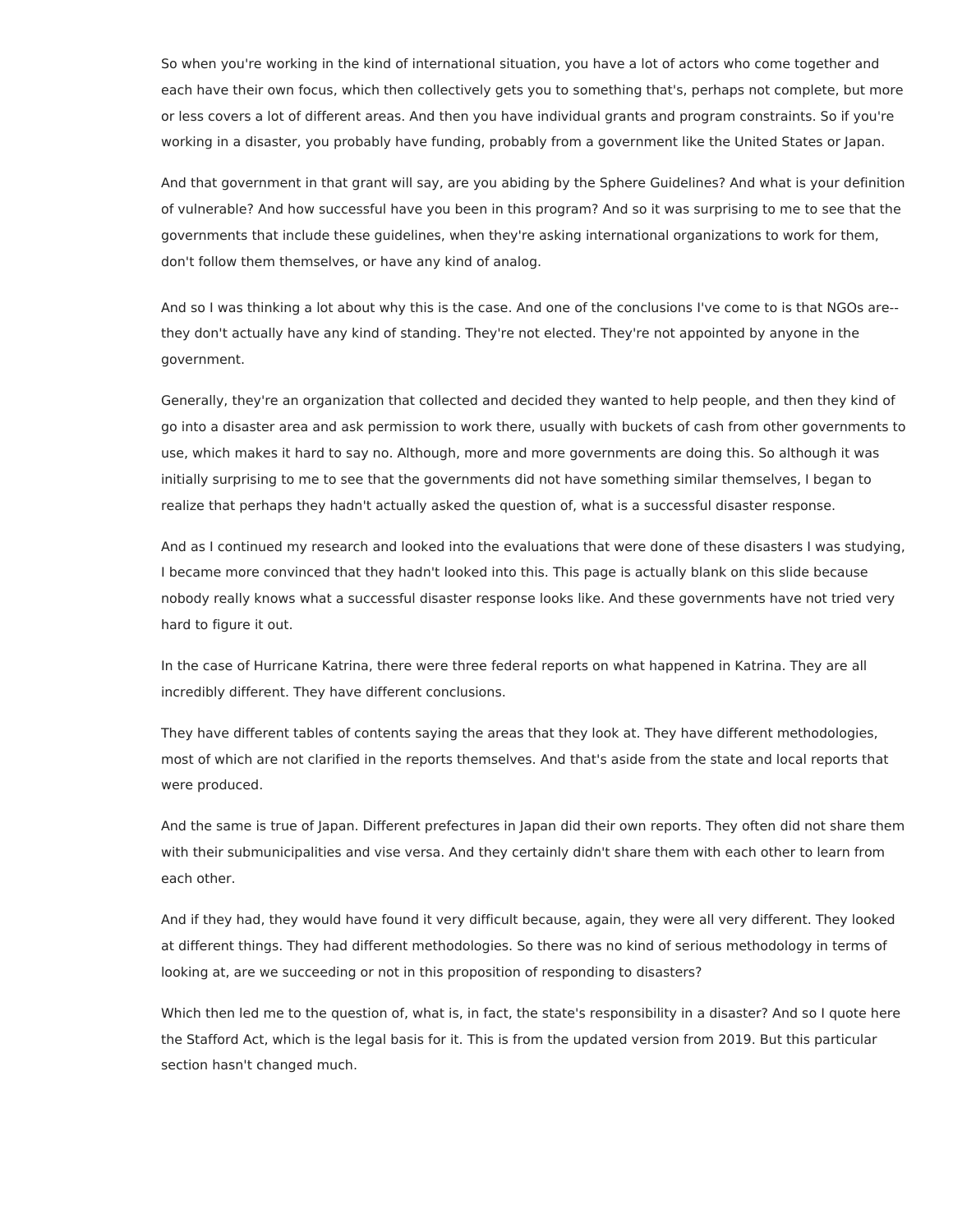So when you're working in the kind of international situation, you have a lot of actors who come together and each have their own focus, which then collectively gets you to something that's, perhaps not complete, but more or less covers a lot of different areas. And then you have individual grants and program constraints. So if you're working in a disaster, you probably have funding, probably from a government like the United States or Japan.

And that government in that grant will say, are you abiding by the Sphere Guidelines? And what is your definition of vulnerable? And how successful have you been in this program? And so it was surprising to me to see that the governments that include these guidelines, when they're asking international organizations to work for them, don't follow them themselves, or have any kind of analog.

And so I was thinking a lot about why this is the case. And one of the conclusions I've come to is that NGOs are-- they don't actually have any kind of standing. They're not elected. They're not appointed by anyone in the government.

Generally, they're an organization that collected and decided they wanted to help people, and then they kind of go into a disaster area and ask permission to work there, usually with buckets of cash from other governments to use, which makes it hard to say no. Although, more and more governments are doing this. So although it was initially surprising to me to see that the governments did not have something similar themselves, I began to realize that perhaps they hadn't actually asked the question of, what is a successful disaster response.

And as I continued my research and looked into the evaluations that were done of these disasters I was studying, I became more convinced that they hadn't looked into this. This page is actually blank on this slide because nobody really knows what a successful disaster response looks like. And these governments have not tried very hard to figure it out.

In the case of Hurricane Katrina, there were three federal reports on what happened in Katrina. They are all incredibly different. They have different conclusions.

They have different tables of contents saying the areas that they look at. They have different methodologies, most of which are not clarified in the reports themselves. And that's aside from the state and local reports that were produced.

And the same is true of Japan. Different prefectures in Japan did their own reports. They often did not share them with their submunicipalities and vise versa. And they certainly didn't share them with each other to learn from each other.

And if they had, they would have found it very difficult because, again, they were all very different. They looked at different things. They had different methodologies. So there was no kind of serious methodology in terms of looking at, are we succeeding or not in this proposition of responding to disasters?

Which then led me to the question of, what is, in fact, the state's responsibility in a disaster? And so I quote here the Stafford Act, which is the legal basis for it. This is from the updated version from 2019. But this particular section hasn't changed much.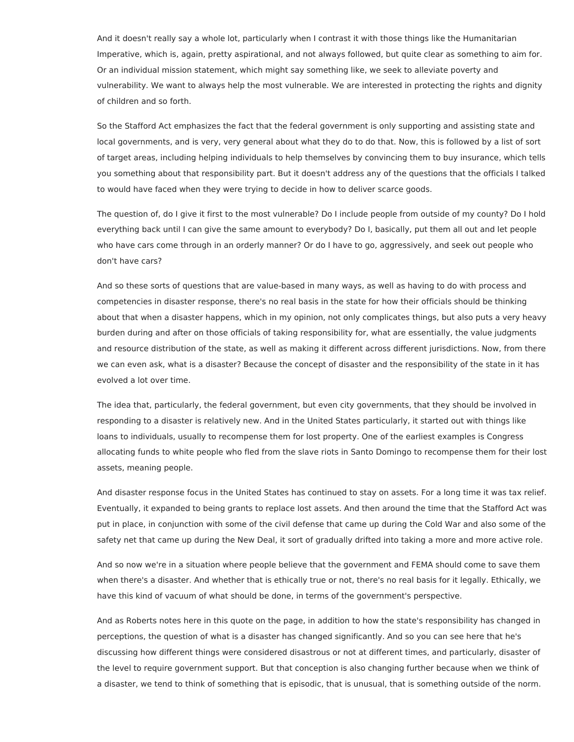And it doesn't really say a whole lot, particularly when I contrast it with those things like the Humanitarian Imperative, which is, again, pretty aspirational, and not always followed, but quite clear as something to aim for. Or an individual mission statement, which might say something like, we seek to alleviate poverty and vulnerability. We want to always help the most vulnerable. We are interested in protecting the rights and dignity of children and so forth.

So the Stafford Act emphasizes the fact that the federal government is only supporting and assisting state and local governments, and is very, very general about what they do to do that. Now, this is followed by a list of sort of target areas, including helping individuals to help themselves by convincing them to buy insurance, which tells you something about that responsibility part. But it doesn't address any of the questions that the officials I talked to would have faced when they were trying to decide in how to deliver scarce goods.

The question of, do I give it first to the most vulnerable? Do I include people from outside of my county? Do I hold everything back until I can give the same amount to everybody? Do I, basically, put them all out and let people who have cars come through in an orderly manner? Or do I have to go, aggressively, and seek out people who don't have cars?

And so these sorts of questions that are value-based in many ways, as well as having to do with process and competencies in disaster response, there's no real basis in the state for how their officials should be thinking about that when a disaster happens, which in my opinion, not only complicates things, but also puts a very heavy burden during and after on those officials of taking responsibility for, what are essentially, the value judgments and resource distribution of the state, as well as making it different across different jurisdictions. Now, from there we can even ask, what is a disaster? Because the concept of disaster and the responsibility of the state in it has evolved a lot over time.

The idea that, particularly, the federal government, but even city governments, that they should be involved in responding to a disaster is relatively new. And in the United States particularly, it started out with things like loans to individuals, usually to recompense them for lost property. One of the earliest examples is Congress allocating funds to white people who fled from the slave riots in Santo Domingo to recompense them for their lost assets, meaning people.

And disaster response focus in the United States has continued to stay on assets. For a long time it was tax relief. Eventually, it expanded to being grants to replace lost assets. And then around the time that the Stafford Act was put in place, in conjunction with some of the civil defense that came up during the Cold War and also some of the safety net that came up during the New Deal, it sort of gradually drifted into taking a more and more active role.

And so now we're in a situation where people believe that the government and FEMA should come to save them when there's a disaster. And whether that is ethically true or not, there's no real basis for it legally. Ethically, we have this kind of vacuum of what should be done, in terms of the government's perspective.

And as Roberts notes here in this quote on the page, in addition to how the state's responsibility has changed in perceptions, the question of what is a disaster has changed significantly. And so you can see here that he's discussing how different things were considered disastrous or not at different times, and particularly, disaster of the level to require government support. But that conception is also changing further because when we think of a disaster, we tend to think of something that is episodic, that is unusual, that is something outside of the norm.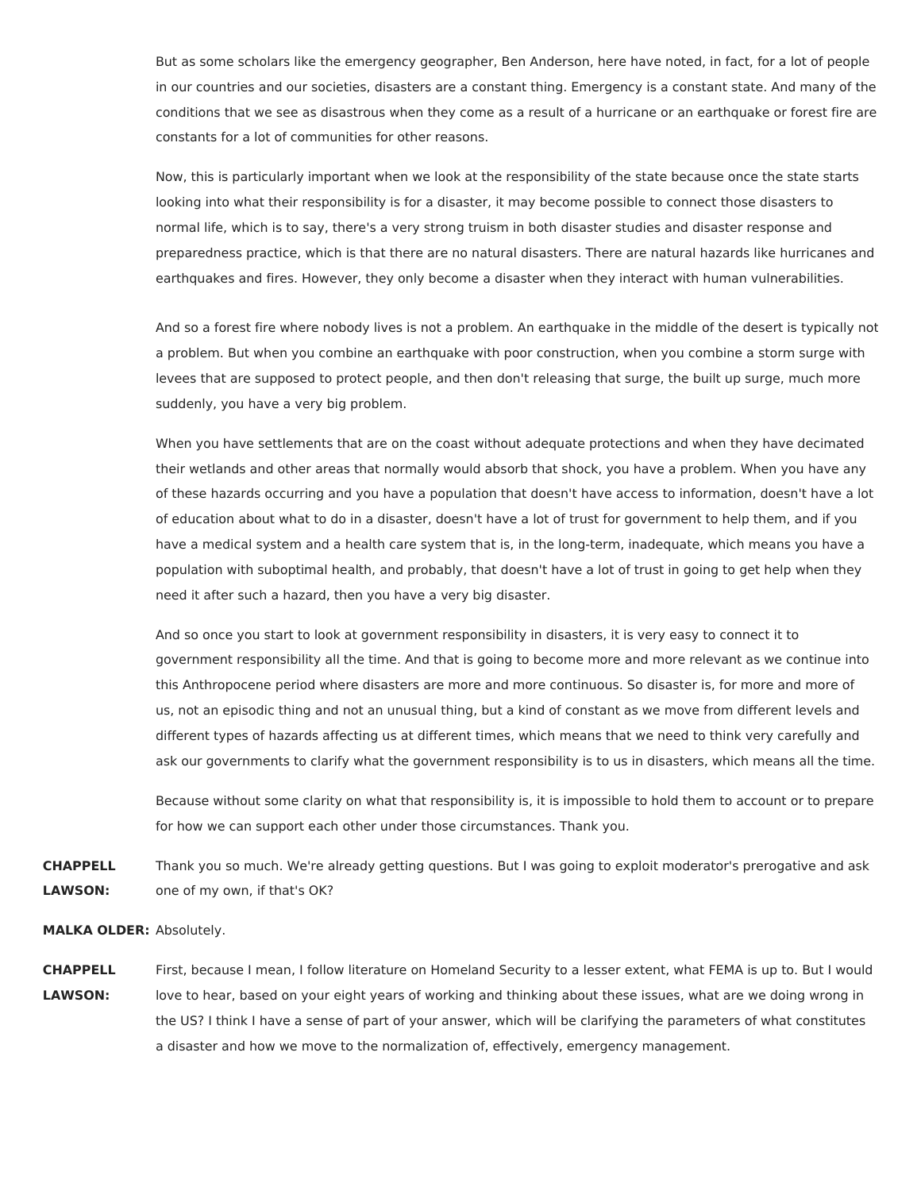But as some scholars like the emergency geographer, Ben Anderson, here have noted, in fact, for a lot of people in our countries and our societies, disasters are a constant thing. Emergency is a constant state. And many of the conditions that we see as disastrous when they come as a result of a hurricane or an earthquake or forest fire are constants for a lot of communities for other reasons.

Now, this is particularly important when we look at the responsibility of the state because once the state starts looking into what their responsibility is for a disaster, it may become possible to connect those disasters to normal life, which is to say, there's a very strong truism in both disaster studies and disaster response and preparedness practice, which is that there are no natural disasters. There are natural hazards like hurricanes and earthquakes and fires. However, they only become a disaster when they interact with human vulnerabilities.

And so a forest fire where nobody lives is not a problem. An earthquake in the middle of the desert is typically not a problem. But when you combine an earthquake with poor construction, when you combine a storm surge with levees that are supposed to protect people, and then don't releasing that surge, the built up surge, much more suddenly, you have a very big problem.

When you have settlements that are on the coast without adequate protections and when they have decimated their wetlands and other areas that normally would absorb that shock, you have a problem. When you have any of these hazards occurring and you have a population that doesn't have access to information, doesn't have a lot of education about what to do in a disaster, doesn't have a lot of trust for government to help them, and if you have a medical system and a health care system that is, in the long-term, inadequate, which means you have a population with suboptimal health, and probably, that doesn't have a lot of trust in going to get help when they need it after such a hazard, then you have a very big disaster.

And so once you start to look at government responsibility in disasters, it is very easy to connect it to government responsibility all the time. And that is going to become more and more relevant as we continue into this Anthropocene period where disasters are more and more continuous. So disaster is, for more and more of us, not an episodic thing and not an unusual thing, but a kind of constant as we move from different levels and different types of hazards affecting us at different times, which means that we need to think very carefully and ask our governments to clarify what the government responsibility is to us in disasters, which means all the time.

Because without some clarity on what that responsibility is, it is impossible to hold them to account or to prepare for how we can support each other under those circumstances. Thank you.

**CHAPPELL LAWSON:** Thank you so much. We're already getting questions. But I was going to exploit moderator's prerogative and ask one of my own, if that's OK?

**MALKA OLDER:** Absolutely.

**CHAPPELL LAWSON:** First, because I mean, I follow literature on Homeland Security to a lesser extent, what FEMA is up to. But I would love to hear, based on your eight years of working and thinking about these issues, what are we doing wrong in the US? I think I have a sense of part of your answer, which will be clarifying the parameters of what constitutes a disaster and how we move to the normalization of, effectively, emergency management.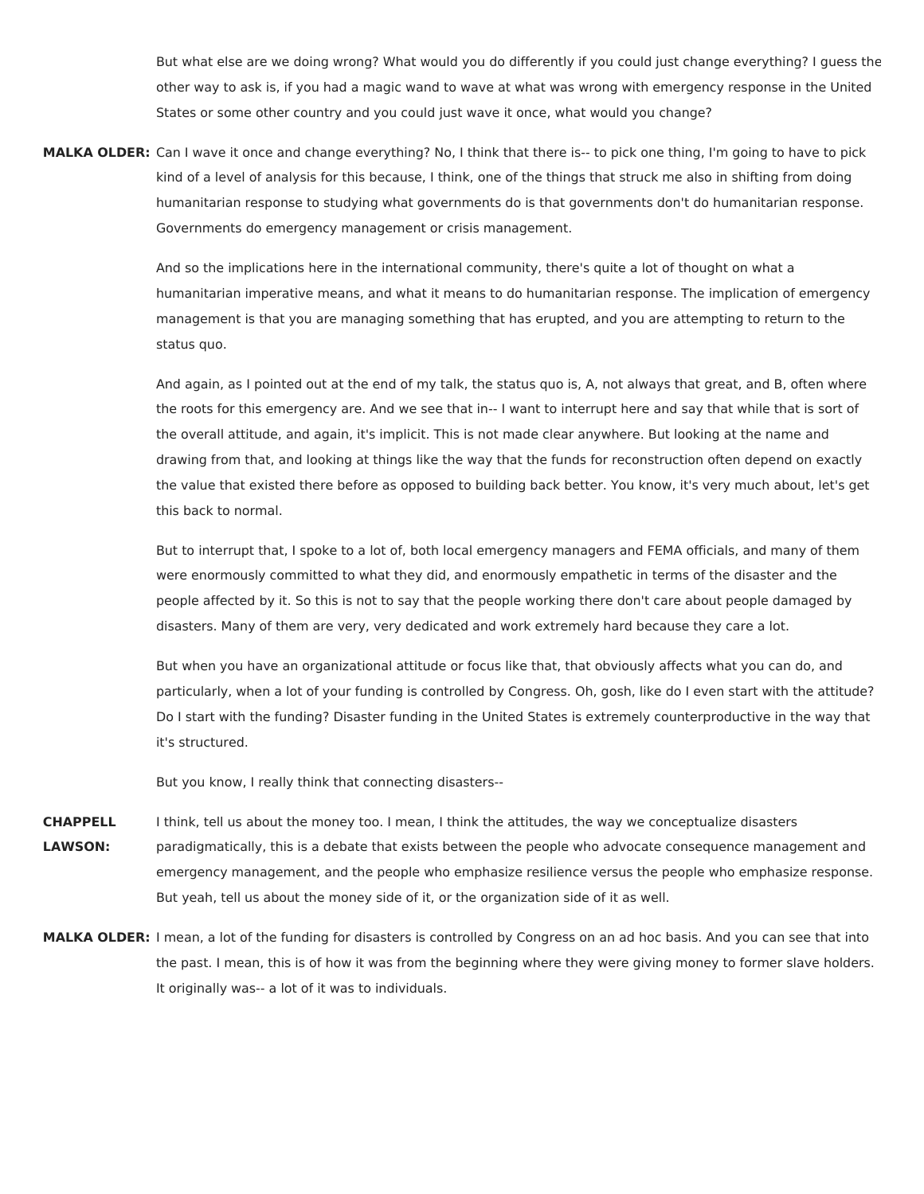But what else are we doing wrong? What would you do differently if you could just change everything? I guess the other way to ask is, if you had a magic wand to wave at what was wrong with emergency response in the United States or some other country and you could just wave it once, what would you change?

**MALKA OLDER:** Can I wave it once and change everything? No, I think that there is-- to pick one thing, I'm going to have to pick kind of a level of analysis for this because, I think, one of the things that struck me also in shifting from doing humanitarian response to studying what governments do is that governments don't do humanitarian response. Governments do emergency management or crisis management.

And so the implications here in the international community, there's quite a lot of thought on what a humanitarian imperative means, and what it means to do humanitarian response. The implication of emergency management is that you are managing something that has erupted, and you are attempting to return to the status quo.

And again, as I pointed out at the end of my talk, the status quo is, A, not always that great, and B, often where the roots for this emergency are. And we see that in-- I want to interrupt here and say that while that is sort of the overall attitude, and again, it's implicit. This is not made clear anywhere. But looking at the name and drawing from that, and looking at things like the way that the funds for reconstruction often depend on exactly the value that existed there before as opposed to building back better. You know, it's very much about, let's get this back to normal.

But to interrupt that, I spoke to a lot of, both local emergency managers and FEMA officials, and many of them were enormously committed to what they did, and enormously empathetic in terms of the disaster and the people affected by it. So this is not to say that the people working there don't care about people damaged by disasters. Many of them are very, very dedicated and work extremely hard because they care a lot.

But when you have an organizational attitude or focus like that, that obviously affects what you can do, and particularly, when a lot of your funding is controlled by Congress. Oh, gosh, like do I even start with the attitude? Do I start with the funding? Disaster funding in the United States is extremely counterproductive in the way that it's structured.

But you know, I really think that connecting disasters--

**CHAPPELL LAWSON:** I think, tell us about the money too. I mean, I think the attitudes, the way we conceptualize disasters paradigmatically, this is a debate that exists between the people who advocate consequence management and emergency management, and the people who emphasize resilience versus the people who emphasize response. But yeah, tell us about the money side of it, or the organization side of it as well.

**MALKA OLDER:** I mean, a lot of the funding for disasters is controlled by Congress on an ad hoc basis. And you can see that into the past. I mean, this is of how it was from the beginning where they were giving money to former slave holders. It originally was-- a lot of it was to individuals.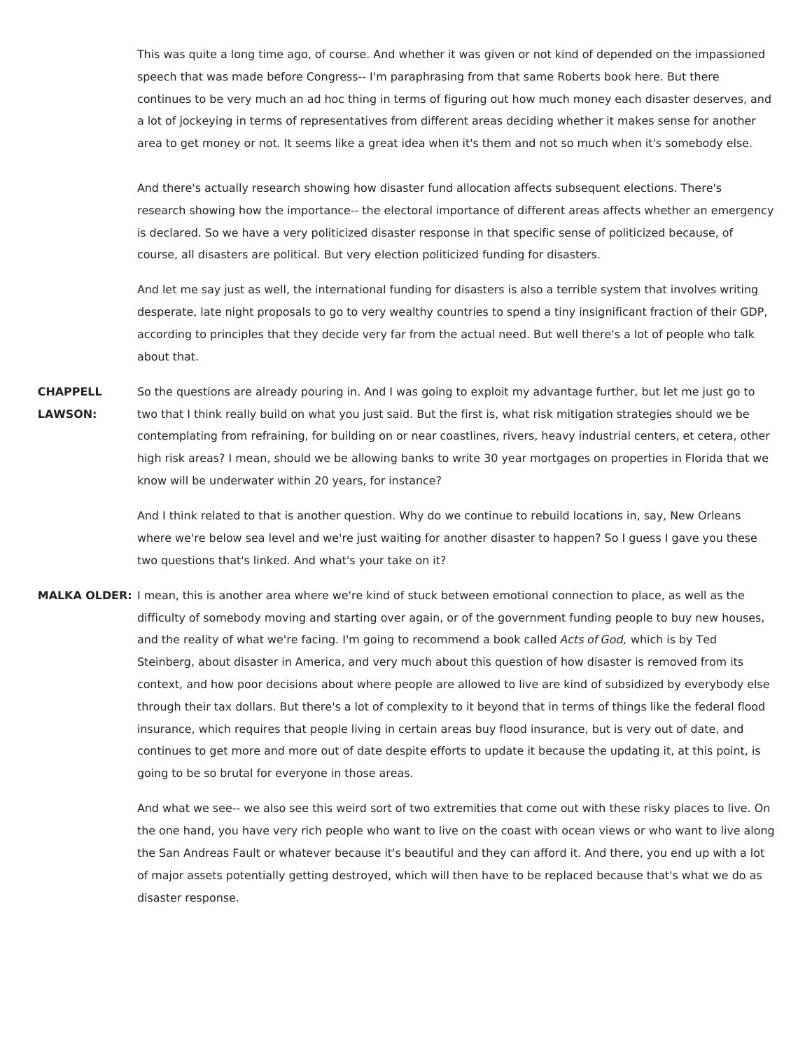This was quite a long time ago, of course. And whether it was given or not kind of depended on the impassioned speech that was made before Congress-- I'm paraphrasing from that same Roberts book here. But there continues to be very much an ad hoc thing in terms of figuring out how much money each disaster deserves, and a lot of jockeying in terms of representatives from different areas deciding whether it makes sense for another area to get money or not. It seems like a great idea when it's them and not so much when it's somebody else.

And there's actually research showing how disaster fund allocation affects subsequent elections. There's research showing how the importance-- the electoral importance of different areas affects whether an emergency is declared. So we have a very politicized disaster response in that specific sense of politicized because, of course, all disasters are political. But very election politicized funding for disasters.

And let me say just as well, the international funding for disasters is also a terrible system that involves writing desperate, late night proposals to go to very wealthy countries to spend a tiny insignificant fraction of their GDP, according to principles that they decide very far from the actual need. But well there's a lot of people who talk about that.

**CHAPPELL LAWSON:** So the questions are already pouring in. And I was going to exploit my advantage further, but let me just go to two that I think really build on what you just said. But the first is, what risk mitigation strategies should we be contemplating from refraining, for building on or near coastlines, rivers, heavy industrial centers, et cetera, other high risk areas? I mean, should we be allowing banks to write 30 year mortgages on properties in Florida that we know will be underwater within 20 years, for instance?

And I think related to that is another question. Why do we continue to rebuild locations in, say, New Orleans where we're below sea level and we're just waiting for another disaster to happen? So I guess I gave you these two questions that's linked. And what's your take on it?

**MALKA OLDER:** I mean, this is another area where we're kind of stuck between emotional connection to place, as well as the difficulty of somebody moving and starting over again, or of the government funding people to buy new houses, and the reality of what we're facing. I'm going to recommend a book called *Acts of God,* which is by Ted Steinberg, about disaster in America, and very much about this question of how disaster is removed from its context, and how poor decisions about where people are allowed to live are kind of subsidized by everybody else through their tax dollars. But there's a lot of complexity to it beyond that in terms of things like the federal flood insurance, which requires that people living in certain areas buy flood insurance, but is very out of date, and continues to get more and more out of date despite efforts to update it because the updating it, at this point, is going to be so brutal for everyone in those areas.

And what we see-- we also see this weird sort of two extremities that come out with these risky places to live. On the one hand, you have very rich people who want to live on the coast with ocean views or who want to live along the San Andreas Fault or whatever because it's beautiful and they can afford it. And there, you end up with a lot of major assets potentially getting destroyed, which will then have to be replaced because that's what we do as disaster response.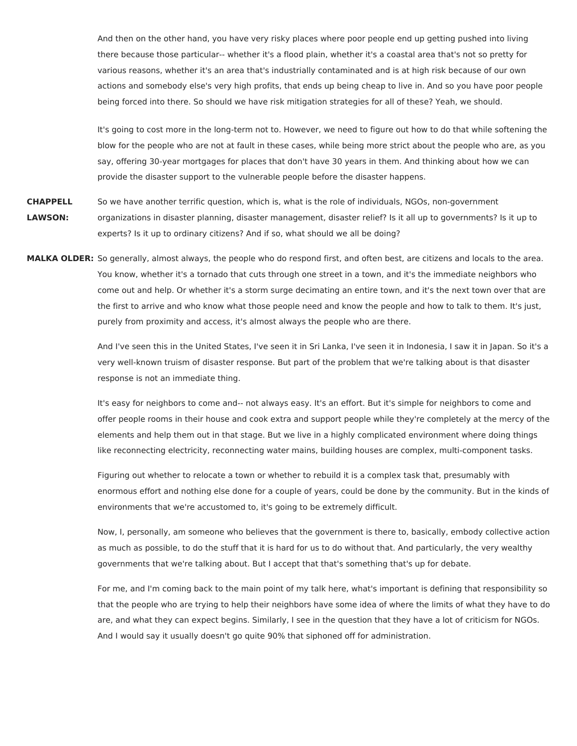And then on the other hand, you have very risky places where poor people end up getting pushed into living there because those particular-- whether it's a flood plain, whether it's a coastal area that's not so pretty for various reasons, whether it's an area that's industrially contaminated and is at high risk because of our own actions and somebody else's very high profits, that ends up being cheap to live in. And so you have poor people being forced into there. So should we have risk mitigation strategies for all of these? Yeah, we should.

It's going to cost more in the long-term not to. However, we need to figure out how to do that while softening the blow for the people who are not at fault in these cases, while being more strict about the people who are, as you say, offering 30-year mortgages for places that don't have 30 years in them. And thinking about how we can provide the disaster support to the vulnerable people before the disaster happens.

**CHAPPELL LAWSON:** So we have another terrific question, which is, what is the role of individuals, NGOs, non-government organizations in disaster planning, disaster management, disaster relief? Is it all up to governments? Is it up to experts? Is it up to ordinary citizens? And if so, what should we all be doing?

**MALKA OLDER:** So generally, almost always, the people who do respond first, and often best, are citizens and locals to the area. You know, whether it's a tornado that cuts through one street in a town, and it's the immediate neighbors who come out and help. Or whether it's a storm surge decimating an entire town, and it's the next town over that are the first to arrive and who know what those people need and know the people and how to talk to them. It's just, purely from proximity and access, it's almost always the people who are there.

And I've seen this in the United States, I've seen it in Sri Lanka, I've seen it in Indonesia, I saw it in Japan. So it's a very well-known truism of disaster response. But part of the problem that we're talking about is that disaster response is not an immediate thing.

It's easy for neighbors to come and-- not always easy. It's an effort. But it's simple for neighbors to come and offer people rooms in their house and cook extra and support people while they're completely at the mercy of the elements and help them out in that stage. But we live in a highly complicated environment where doing things like reconnecting electricity, reconnecting water mains, building houses are complex, multi-component tasks.

Figuring out whether to relocate a town or whether to rebuild it is a complex task that, presumably with enormous effort and nothing else done for a couple of years, could be done by the community. But in the kinds of environments that we're accustomed to, it's going to be extremely difficult.

Now, I, personally, am someone who believes that the government is there to, basically, embody collective action as much as possible, to do the stuff that it is hard for us to do without that. And particularly, the very wealthy governments that we're talking about. But I accept that that's something that's up for debate.

For me, and I'm coming back to the main point of my talk here, what's important is defining that responsibility so that the people who are trying to help their neighbors have some idea of where the limits of what they have to do are, and what they can expect begins. Similarly, I see in the question that they have a lot of criticism for NGOs. And I would say it usually doesn't go quite 90% that siphoned off for administration.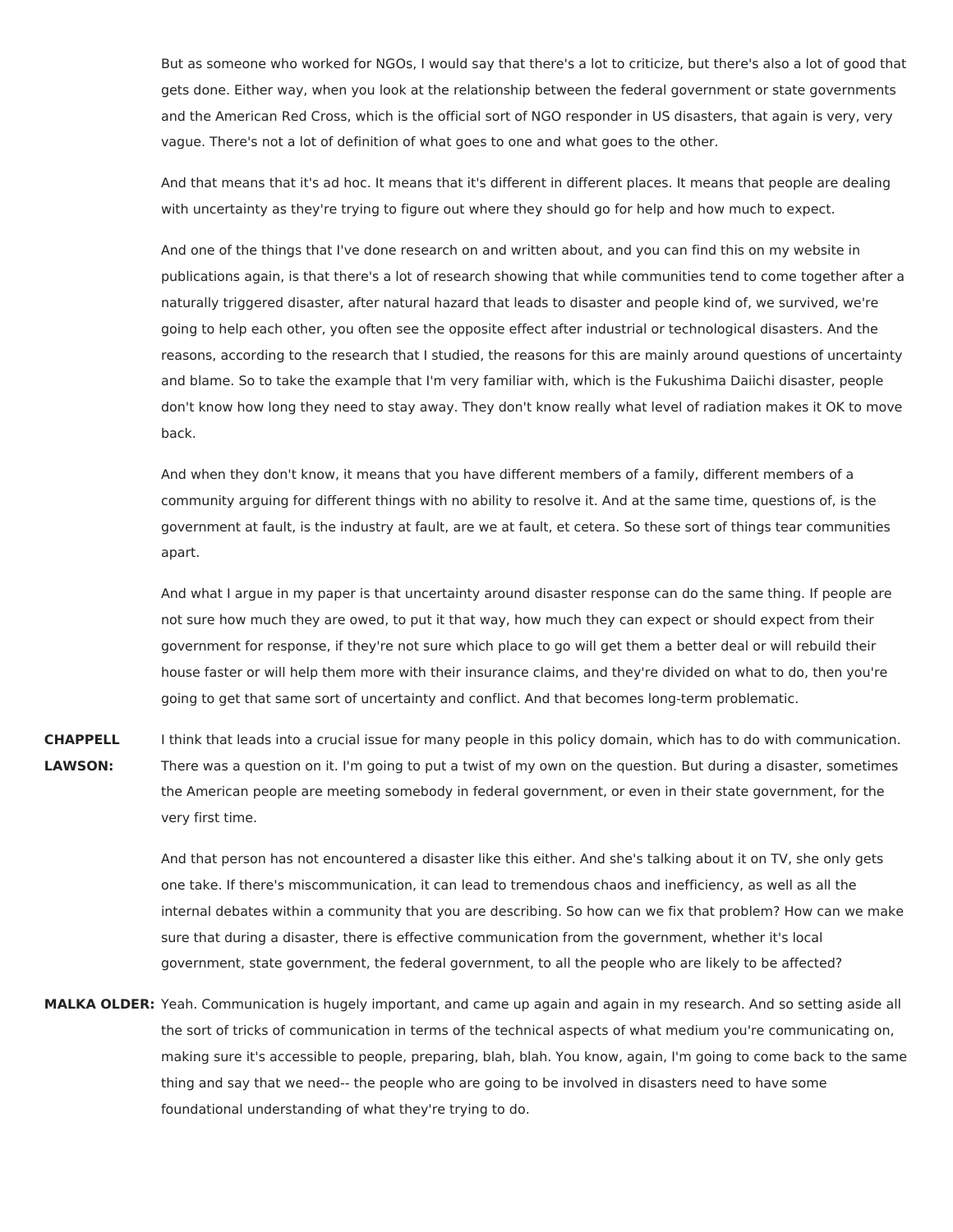But as someone who worked for NGOs, I would say that there's a lot to criticize, but there's also a lot of good that gets done. Either way, when you look at the relationship between the federal government or state governments and the American Red Cross, which is the official sort of NGO responder in US disasters, that again is very, very vague. There's not a lot of definition of what goes to one and what goes to the other.

And that means that it's ad hoc. It means that it's different in different places. It means that people are dealing with uncertainty as they're trying to figure out where they should go for help and how much to expect.

And one of the things that I've done research on and written about, and you can find this on my website in publications again, is that there's a lot of research showing that while communities tend to come together after a naturally triggered disaster, after natural hazard that leads to disaster and people kind of, we survived, we're going to help each other, you often see the opposite effect after industrial or technological disasters. And the reasons, according to the research that I studied, the reasons for this are mainly around questions of uncertainty and blame. So to take the example that I'm very familiar with, which is the Fukushima Daiichi disaster, people don't know how long they need to stay away. They don't know really what level of radiation makes it OK to move back.

And when they don't know, it means that you have different members of a family, different members of a community arguing for different things with no ability to resolve it. And at the same time, questions of, is the government at fault, is the industry at fault, are we at fault, et cetera. So these sort of things tear communities apart.

And what I argue in my paper is that uncertainty around disaster response can do the same thing. If people are not sure how much they are owed, to put it that way, how much they can expect or should expect from their government for response, if they're not sure which place to go will get them a better deal or will rebuild their house faster or will help them more with their insurance claims, and they're divided on what to do, then you're going to get that same sort of uncertainty and conflict. And that becomes long-term problematic.

**CHAPPELL LAWSON:** I think that leads into a crucial issue for many people in this policy domain, which has to do with communication. There was a question on it. I'm going to put a twist of my own on the question. But during a disaster, sometimes the American people are meeting somebody in federal government, or even in their state government, for the very first time.

And that person has not encountered a disaster like this either. And she's talking about it on TV, she only gets one take. If there's miscommunication, it can lead to tremendous chaos and inefficiency, as well as all the internal debates within a community that you are describing. So how can we fix that problem? How can we make sure that during a disaster, there is effective communication from the government, whether it's local government, state government, the federal government, to all the people who are likely to be affected?

**MALKA OLDER:** Yeah. Communication is hugely important, and came up again and again in my research. And so setting aside all the sort of tricks of communication in terms of the technical aspects of what medium you're communicating on, making sure it's accessible to people, preparing, blah, blah. You know, again, I'm going to come back to the same thing and say that we need-- the people who are going to be involved in disasters need to have some foundational understanding of what they're trying to do.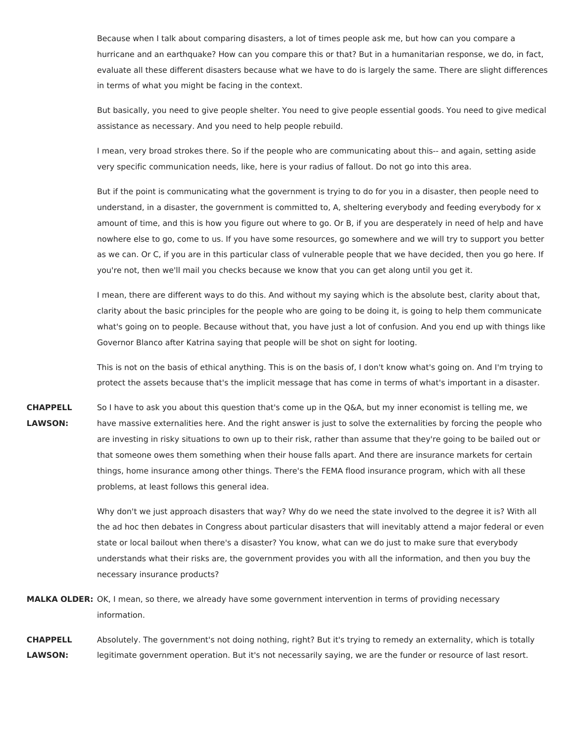Because when I talk about comparing disasters, a lot of times people ask me, but how can you compare a hurricane and an earthquake? How can you compare this or that? But in a humanitarian response, we do, in fact, evaluate all these different disasters because what we have to do is largely the same. There are slight differences in terms of what you might be facing in the context.

But basically, you need to give people shelter. You need to give people essential goods. You need to give medical assistance as necessary. And you need to help people rebuild.

I mean, very broad strokes there. So if the people who are communicating about this-- and again, setting aside very specific communication needs, like, here is your radius of fallout. Do not go into this area.

But if the point is communicating what the government is trying to do for you in a disaster, then people need to understand, in a disaster, the government is committed to, A, sheltering everybody and feeding everybody for x amount of time, and this is how you figure out where to go. Or B, if you are desperately in need of help and have nowhere else to go, come to us. If you have some resources, go somewhere and we will try to support you better as we can. Or C, if you are in this particular class of vulnerable people that we have decided, then you go here. If you're not, then we'll mail you checks because we know that you can get along until you get it.

I mean, there are different ways to do this. And without my saying which is the absolute best, clarity about that, clarity about the basic principles for the people who are going to be doing it, is going to help them communicate what's going on to people. Because without that, you have just a lot of confusion. And you end up with things like Governor Blanco after Katrina saying that people will be shot on sight for looting.

This is not on the basis of ethical anything. This is on the basis of, I don't know what's going on. And I'm trying to protect the assets because that's the implicit message that has come in terms of what's important in a disaster.

**CHAPPELL LAWSON:** So I have to ask you about this question that's come up in the Q&A, but my inner economist is telling me, we have massive externalities here. And the right answer is just to solve the externalities by forcing the people who are investing in risky situations to own up to their risk, rather than assume that they're going to be bailed out or that someone owes them something when their house falls apart. And there are insurance markets for certain things, home insurance among other things. There's the FEMA flood insurance program, which with all these problems, at least follows this general idea.

Why don't we just approach disasters that way? Why do we need the state involved to the degree it is? With all the ad hoc then debates in Congress about particular disasters that will inevitably attend a major federal or even state or local bailout when there's a disaster? You know, what can we do just to make sure that everybody understands what their risks are, the government provides you with all the information, and then you buy the necessary insurance products?

**MALKA OLDER:** OK, I mean, so there, we already have some government intervention in terms of providing necessary information.

**CHAPPELL LAWSON:** Absolutely. The government's not doing nothing, right? But it's trying to remedy an externality, which is totally legitimate government operation. But it's not necessarily saying, we are the funder or resource of last resort.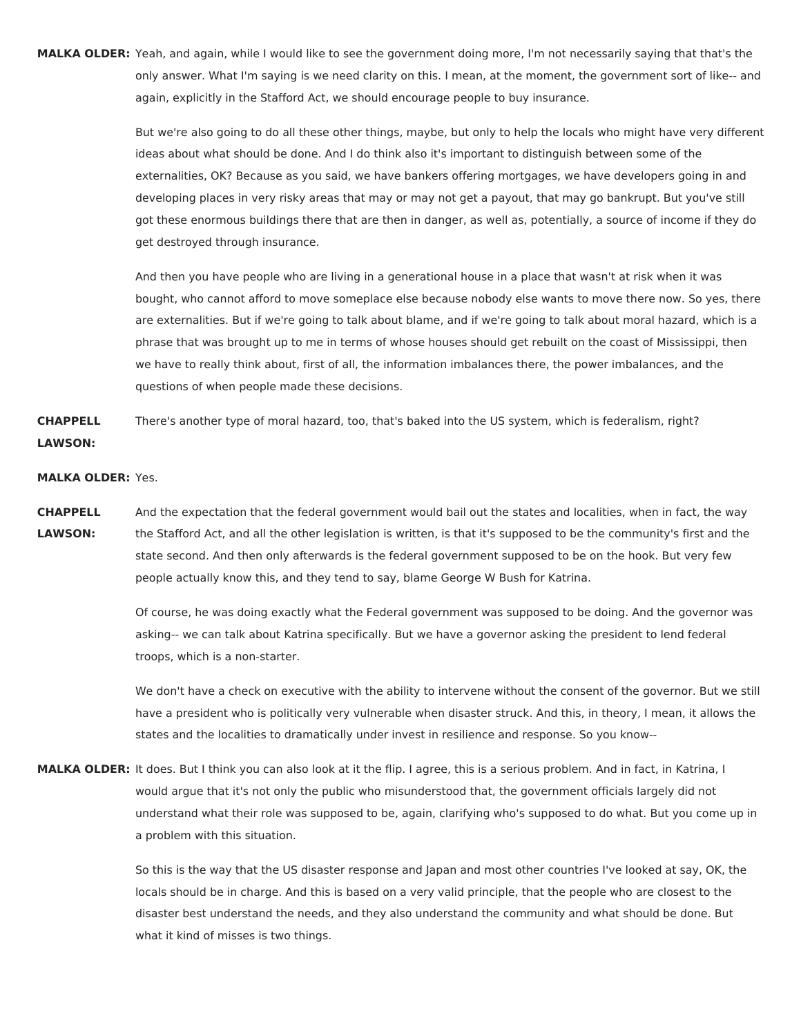**MALKA OLDER:** Yeah, and again, while I would like to see the government doing more, I'm not necessarily saying that that's the only answer. What I'm saying is we need clarity on this. I mean, at the moment, the government sort of like-- and again, explicitly in the Stafford Act, we should encourage people to buy insurance.

But we're also going to do all these other things, maybe, but only to help the locals who might have very different ideas about what should be done. And I do think also it's important to distinguish between some of the externalities, OK? Because as you said, we have bankers offering mortgages, we have developers going in and developing places in very risky areas that may or may not get a payout, that may go bankrupt. But you've still got these enormous buildings there that are then in danger, as well as, potentially, a source of income if they do get destroyed through insurance.

And then you have people who are living in a generational house in a place that wasn't at risk when it was bought, who cannot afford to move someplace else because nobody else wants to move there now. So yes, there are externalities. But if we're going to talk about blame, and if we're going to talk about moral hazard, which is a phrase that was brought up to me in terms of whose houses should get rebuilt on the coast of Mississippi, then we have to really think about, first of all, the information imbalances there, the power imbalances, and the questions of when people made these decisions.

**CHAPPELL LAWSON:** There's another type of moral hazard, too, that's baked into the US system, which is federalism, right?

**MALKA OLDER:** Yes.

**CHAPPELL LAWSON:** And the expectation that the federal government would bail out the states and localities, when in fact, the way the Stafford Act, and all the other legislation is written, is that it's supposed to be the community's first and the state second. And then only afterwards is the federal government supposed to be on the hook. But very few people actually know this, and they tend to say, blame George W Bush for Katrina.

Of course, he was doing exactly what the Federal government was supposed to be doing. And the governor was asking-- we can talk about Katrina specifically. But we have a governor asking the president to lend federal troops, which is a non-starter.

We don't have a check on executive with the ability to intervene without the consent of the governor. But we still have a president who is politically very vulnerable when disaster struck. And this, in theory, I mean, it allows the states and the localities to dramatically under invest in resilience and response. So you know--

**MALKA OLDER:** It does. But I think you can also look at it the flip. I agree, this is a serious problem. And in fact, in Katrina, I would argue that it's not only the public who misunderstood that, the government officials largely did not understand what their role was supposed to be, again, clarifying who's supposed to do what. But you come up in a problem with this situation.

So this is the way that the US disaster response and Japan and most other countries I've looked at say, OK, the locals should be in charge. And this is based on a very valid principle, that the people who are closest to the disaster best understand the needs, and they also understand the community and what should be done. But what it kind of misses is two things.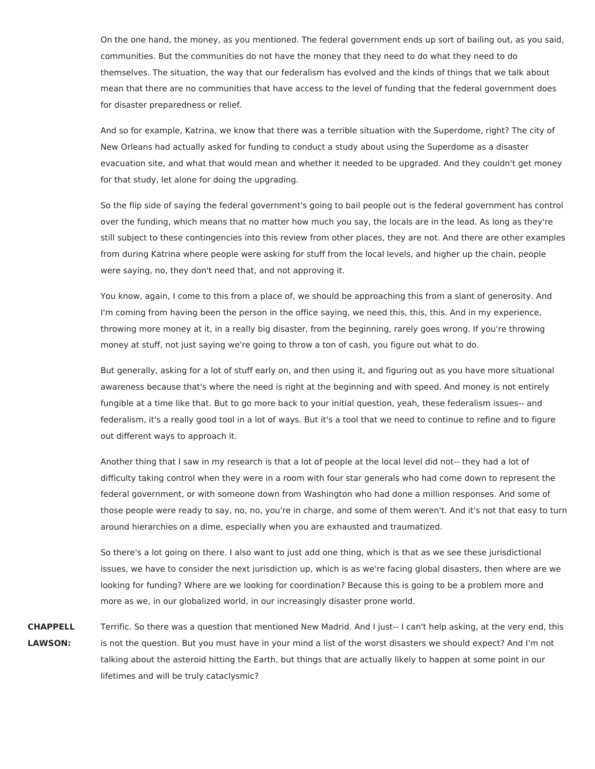On the one hand, the money, as you mentioned. The federal government ends up sort of bailing out, as you said, communities. But the communities do not have the money that they need to do what they need to do themselves. The situation, the way that our federalism has evolved and the kinds of things that we talk about mean that there are no communities that have access to the level of funding that the federal government does for disaster preparedness or relief.

And so for example, Katrina, we know that there was a terrible situation with the Superdome, right? The city of New Orleans had actually asked for funding to conduct a study about using the Superdome as a disaster evacuation site, and what that would mean and whether it needed to be upgraded. And they couldn't get money for that study, let alone for doing the upgrading.

So the flip side of saying the federal government's going to bail people out is the federal government has control over the funding, which means that no matter how much you say, the locals are in the lead. As long as they're still subject to these contingencies into this review from other places, they are not. And there are other examples from during Katrina where people were asking for stuff from the local levels, and higher up the chain, people were saying, no, they don't need that, and not approving it.

You know, again, I come to this from a place of, we should be approaching this from a slant of generosity. And I'm coming from having been the person in the office saying, we need this, this, this. And in my experience, throwing more money at it, in a really big disaster, from the beginning, rarely goes wrong. If you're throwing money at stuff, not just saying we're going to throw a ton of cash, you figure out what to do.

But generally, asking for a lot of stuff early on, and then using it, and figuring out as you have more situational awareness because that's where the need is right at the beginning and with speed. And money is not entirely fungible at a time like that. But to go more back to your initial question, yeah, these federalism issues-- and federalism, it's a really good tool in a lot of ways. But it's a tool that we need to continue to refine and to figure out different ways to approach it.

Another thing that I saw in my research is that a lot of people at the local level did not-- they had a lot of difficulty taking control when they were in a room with four star generals who had come down to represent the federal government, or with someone down from Washington who had done a million responses. And some of those people were ready to say, no, no, you're in charge, and some of them weren't. And it's not that easy to turn around hierarchies on a dime, especially when you are exhausted and traumatized.

So there's a lot going on there. I also want to just add one thing, which is that as we see these jurisdictional issues, we have to consider the next jurisdiction up, which is as we're facing global disasters, then where are we looking for funding? Where are we looking for coordination? Because this is going to be a problem more and more as we, in our globalized world, in our increasingly disaster prone world.

**CHAPPELL LAWSON:** Terrific. So there was a question that mentioned New Madrid. And I just-- I can't help asking, at the very end, this is not the question. But you must have in your mind a list of the worst disasters we should expect? And I'm not talking about the asteroid hitting the Earth, but things that are actually likely to happen at some point in our lifetimes and will be truly cataclysmic?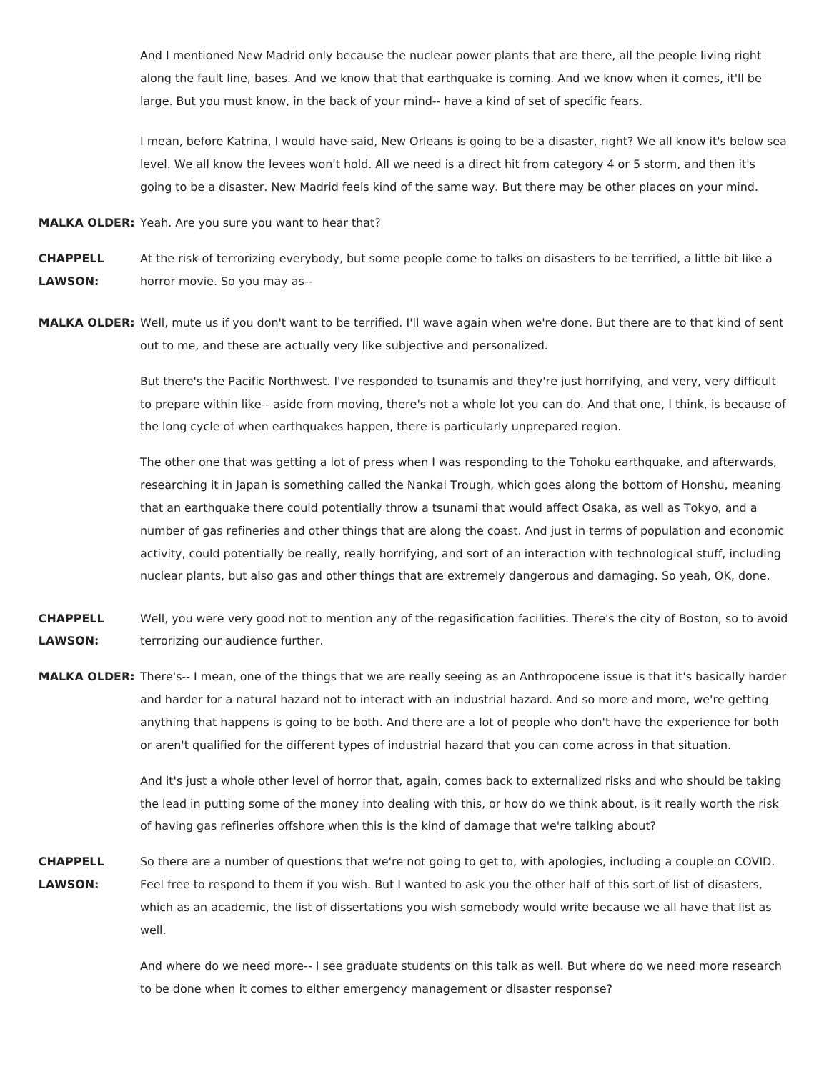And I mentioned New Madrid only because the nuclear power plants that are there, all the people living right along the fault line, bases. And we know that that earthquake is coming. And we know when it comes, it'll be large. But you must know, in the back of your mind-- have a kind of set of specific fears.

I mean, before Katrina, I would have said, New Orleans is going to be a disaster, right? We all know it's below sea level. We all know the levees won't hold. All we need is a direct hit from category 4 or 5 storm, and then it's going to be a disaster. New Madrid feels kind of the same way. But there may be other places on your mind.

**MALKA OLDER:** Yeah. Are you sure you want to hear that?

**CHAPPELL LAWSON:** At the risk of terrorizing everybody, but some people come to talks on disasters to be terrified, a little bit like a horror movie. So you may as--

**MALKA OLDER:** Well, mute us if you don't want to be terrified. I'll wave again when we're done. But there are to that kind of sent out to me, and these are actually very like subjective and personalized.

But there's the Pacific Northwest. I've responded to tsunamis and they're just horrifying, and very, very difficult to prepare within like-- aside from moving, there's not a whole lot you can do. And that one, I think, is because of the long cycle of when earthquakes happen, there is particularly unprepared region.

The other one that was getting a lot of press when I was responding to the Tohoku earthquake, and afterwards, researching it in Japan is something called the Nankai Trough, which goes along the bottom of Honshu, meaning that an earthquake there could potentially throw a tsunami that would affect Osaka, as well as Tokyo, and a number of gas refineries and other things that are along the coast. And just in terms of population and economic activity, could potentially be really, really horrifying, and sort of an interaction with technological stuff, including nuclear plants, but also gas and other things that are extremely dangerous and damaging. So yeah, OK, done.

**CHAPPELL LAWSON:** Well, you were very good not to mention any of the regasification facilities. There's the city of Boston, so to avoid terrorizing our audience further.

**MALKA OLDER:** There's-- I mean, one of the things that we are really seeing as an Anthropocene issue is that it's basically harder and harder for a natural hazard not to interact with an industrial hazard. And so more and more, we're getting anything that happens is going to be both. And there are a lot of people who don't have the experience for both or aren't qualified for the different types of industrial hazard that you can come across in that situation.

And it's just a whole other level of horror that, again, comes back to externalized risks and who should be taking the lead in putting some of the money into dealing with this, or how do we think about, is it really worth the risk of having gas refineries offshore when this is the kind of damage that we're talking about?

**CHAPPELL LAWSON:** So there are a number of questions that we're not going to get to, with apologies, including a couple on COVID. Feel free to respond to them if you wish. But I wanted to ask you the other half of this sort of list of disasters, which as an academic, the list of dissertations you wish somebody would write because we all have that list as well.

And where do we need more-- I see graduate students on this talk as well. But where do we need more research to be done when it comes to either emergency management or disaster response?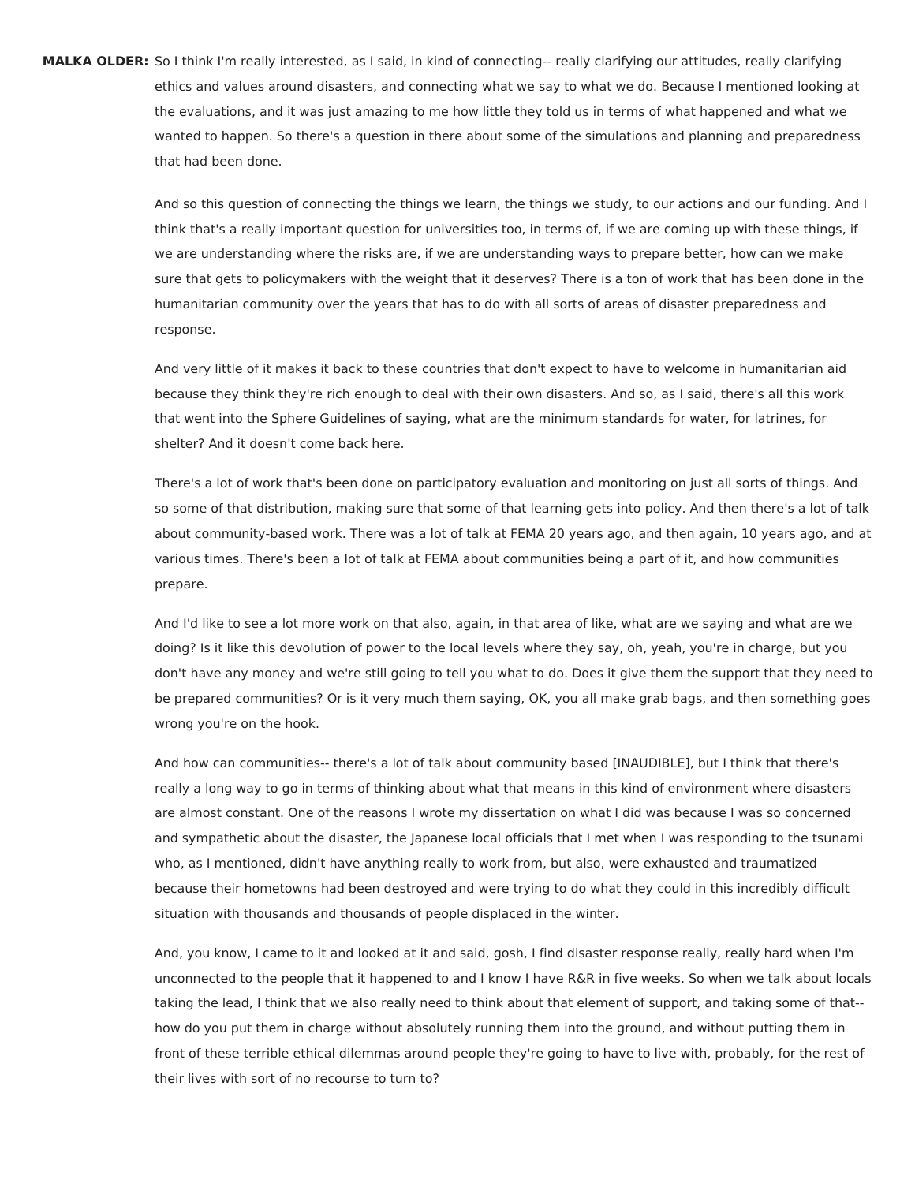**MALKA OLDER:** So I think I'm really interested, as I said, in kind of connecting-- really clarifying our attitudes, really clarifying ethics and values around disasters, and connecting what we say to what we do. Because I mentioned looking at the evaluations, and it was just amazing to me how little they told us in terms of what happened and what we wanted to happen. So there's a question in there about some of the simulations and planning and preparedness that had been done.

And so this question of connecting the things we learn, the things we study, to our actions and our funding. And I think that's a really important question for universities too, in terms of, if we are coming up with these things, if we are understanding where the risks are, if we are understanding ways to prepare better, how can we make sure that gets to policymakers with the weight that it deserves? There is a ton of work that has been done in the humanitarian community over the years that has to do with all sorts of areas of disaster preparedness and response.

And very little of it makes it back to these countries that don't expect to have to welcome in humanitarian aid because they think they're rich enough to deal with their own disasters. And so, as I said, there's all this work that went into the Sphere Guidelines of saying, what are the minimum standards for water, for latrines, for shelter? And it doesn't come back here.

There's a lot of work that's been done on participatory evaluation and monitoring on just all sorts of things. And so some of that distribution, making sure that some of that learning gets into policy. And then there's a lot of talk about community-based work. There was a lot of talk at FEMA 20 years ago, and then again, 10 years ago, and at various times. There's been a lot of talk at FEMA about communities being a part of it, and how communities prepare.

And I'd like to see a lot more work on that also, again, in that area of like, what are we saying and what are we doing? Is it like this devolution of power to the local levels where they say, oh, yeah, you're in charge, but you don't have any money and we're still going to tell you what to do. Does it give them the support that they need to be prepared communities? Or is it very much them saying, OK, you all make grab bags, and then something goes wrong you're on the hook.

And how can communities-- there's a lot of talk about community based [INAUDIBLE], but I think that there's really a long way to go in terms of thinking about what that means in this kind of environment where disasters are almost constant. One of the reasons I wrote my dissertation on what I did was because I was so concerned and sympathetic about the disaster, the Japanese local officials that I met when I was responding to the tsunami who, as I mentioned, didn't have anything really to work from, but also, were exhausted and traumatized because their hometowns had been destroyed and were trying to do what they could in this incredibly difficult situation with thousands and thousands of people displaced in the winter.

And, you know, I came to it and looked at it and said, gosh, I find disaster response really, really hard when I'm unconnected to the people that it happened to and I know I have R&R in five weeks. So when we talk about locals taking the lead, I think that we also really need to think about that element of support, and taking some of that-- how do you put them in charge without absolutely running them into the ground, and without putting them in front of these terrible ethical dilemmas around people they're going to have to live with, probably, for the rest of their lives with sort of no recourse to turn to?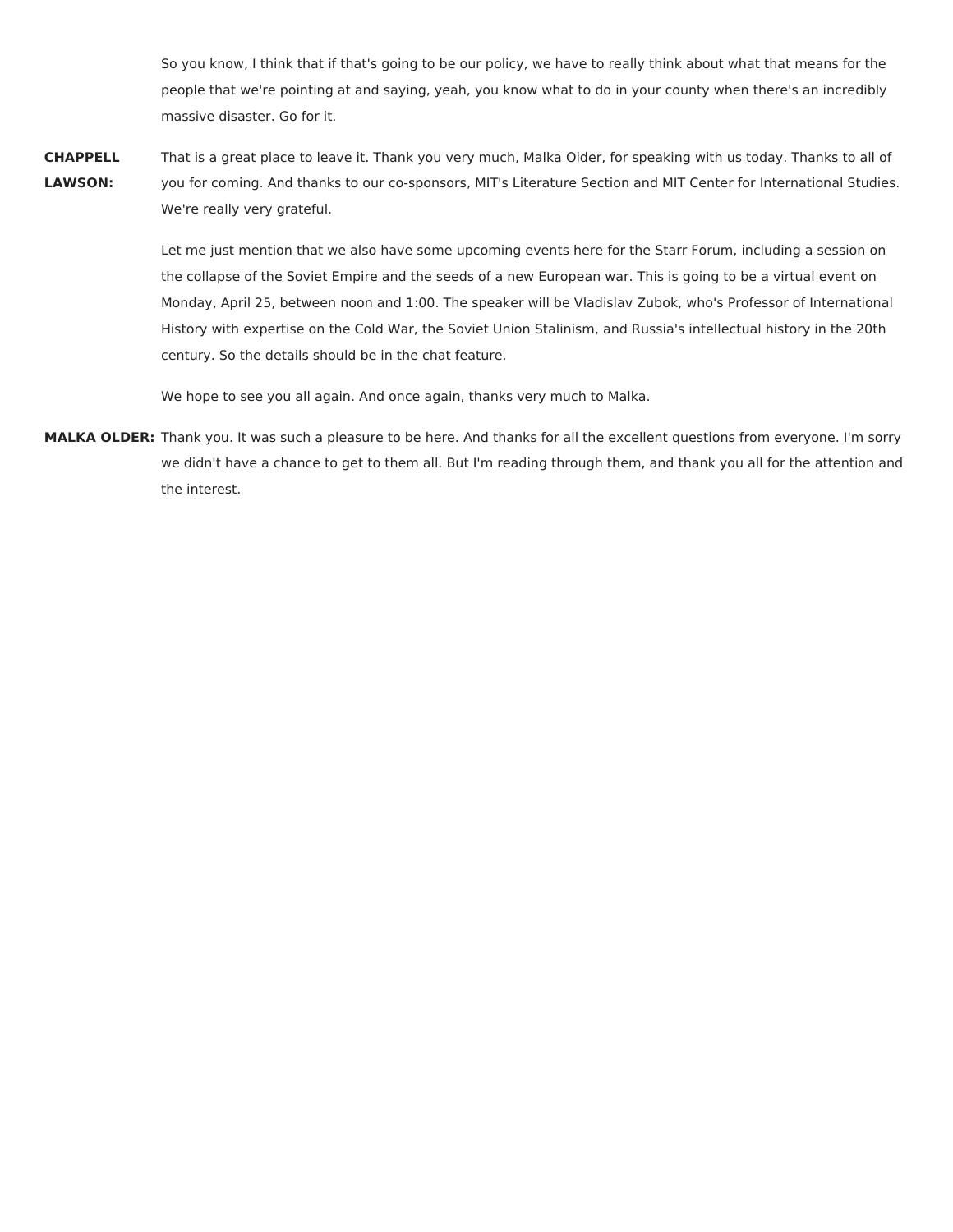So you know, I think that if that's going to be our policy, we have to really think about what that means for the people that we're pointing at and saying, yeah, you know what to do in your county when there's an incredibly massive disaster. Go for it.

**CHAPPELL LAWSON:** That is a great place to leave it. Thank you very much, Malka Older, for speaking with us today. Thanks to all of you for coming. And thanks to our co-sponsors, MIT's Literature Section and MIT Center for International Studies. We're really very grateful.

Let me just mention that we also have some upcoming events here for the Starr Forum, including a session on the collapse of the Soviet Empire and the seeds of a new European war. This is going to be a virtual event on Monday, April 25, between noon and 1:00. The speaker will be Vladislav Zubok, who's Professor of International History with expertise on the Cold War, the Soviet Union Stalinism, and Russia's intellectual history in the 20th century. So the details should be in the chat feature.

We hope to see you all again. And once again, thanks very much to Malka.

**MALKA OLDER:** Thank you. It was such a pleasure to be here. And thanks for all the excellent questions from everyone. I'm sorry we didn't have a chance to get to them all. But I'm reading through them, and thank you all for the attention and the interest.